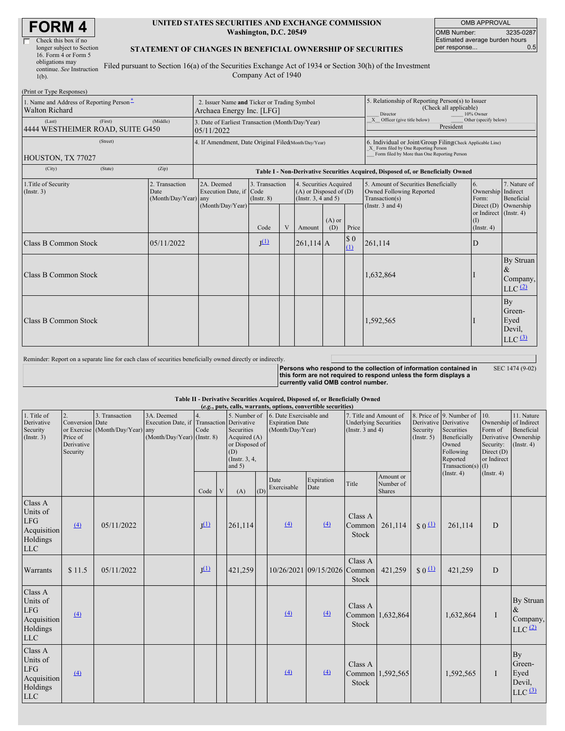# FORM 4

☐ Check this box if no longer subject to Section 16. Form 4 or Form 5 obligations may continue. *See* Instruction 1(b).

**UNITED STATES SECURITIES AND EXCHANGE COMMISSION**
**Washington, D.C. 20549**

**STATEMENT OF CHANGES IN BENEFICIAL OWNERSHIP OF SECURITIES**

Filed pursuant to Section 16(a) of the Securities Exchange Act of 1934 or Section 30(h) of the Investment Company Act of 1940

| OMB APPROVAL | |
|---|---|
| OMB Number: | 3235-0287 |
| Estimated average burden hours per response... | 0.5 |

(Print or Type Responses)

| | | |
|---|---|---|
| 1. Name and Address of Reporting Person* <br> Walton Richard <br> (Last) (First) (Middle) <br> 4444 WESTHEIMER ROAD, SUITE G450 <br> (Street) <br> HOUSTON, TX 77027 <br> (City) (State) (Zip) | 2. Issuer Name **and** Ticker or Trading Symbol <br> Archaea Energy Inc. [LFG] <br> 3. Date of Earliest Transaction (Month/Day/Year) <br> 05/11/2022 <br> 4. If Amendment, Date Original Filed (Month/Day/Year) | 5. Relationship of Reporting Person(s) to Issuer (Check all applicable) <br> ___ Director ___ 10% Owner <br> _X_ Officer (give title below) ___ Other (specify below) <br> President <br> 6. Individual or Joint/Group Filing (Check Applicable Line) <br> _X_ Form filed by One Reporting Person <br> ___ Form filed by More than One Reporting Person |

**Table I - Non-Derivative Securities Acquired, Disposed of, or Beneficially Owned**

| 1.Title of Security (Instr. 3) | 2. Transaction Date (Month/Day/Year) | 2A. Deemed Execution Date, if any (Month/Day/Year) | 3. Transaction Code (Instr. 8) | | 4. Securities Acquired (A) or Disposed of (D) (Instr. 3, 4 and 5) | | | 5. Amount of Securities Beneficially Owned Following Reported Transaction(s) (Instr. 3 and 4) | 6. Ownership Form: Direct (D) or Indirect (I) (Instr. 4) | 7. Nature of Indirect Beneficial Ownership (Instr. 4) |
|---|---|---|---|---|---|---|---|---|---|---|
| | | | Code | V | Amount | (A) or (D) | Price | | | |
| Class B Common Stock | 05/11/2022 | | J[(1)] | | 261,114 | A | $ 0 [(1)] | 261,114 | D | |
| Class B Common Stock | | | | | | | | 1,632,864 | I | By Struan & Company, LLC [(2)] |
| Class B Common Stock | | | | | | | | 1,592,565 | I | By Green-Eyed Devil, LLC [(3)] |

Reminder: Report on a separate line for each class of securities beneficially owned directly or indirectly.

**Persons who respond to the collection of information contained in this form are not required to respond unless the form displays a currently valid OMB control number.** SEC 1474 (9-02)

**Table II - Derivative Securities Acquired, Disposed of, or Beneficially Owned**
**(*e.g.*, puts, calls, warrants, options, convertible securities)**

| 1. Title of Derivative Security (Instr. 3) | 2. Conversion or Exercise Price of Derivative Security | 3. Transaction Date (Month/Day/Year) | 3A. Deemed Execution Date, if any (Month/Day/Year) | 4. Transaction Code (Instr. 8) | | 5. Number of Derivative Securities Acquired (A) or Disposed of (D) (Instr. 3, 4, and 5) | | 6. Date Exercisable and Expiration Date (Month/Day/Year) | | 7. Title and Amount of Underlying Securities (Instr. 3 and 4) | | 8. Price of Derivative Security (Instr. 5) | 9. Number of Derivative Securities Beneficially Owned Following Reported Transaction(s) (Instr. 4) | 10. Ownership Form of Derivative Security: Direct (D) or Indirect (I) (Instr. 4) | 11. Nature of Indirect Beneficial Ownership (Instr. 4) |
|---|---|---|---|---|---|---|---|---|---|---|---|---|---|---|---|
| | | | | Code | V | (A) | (D) | Date Exercisable | Expiration Date | Title | Amount or Number of Shares | | | | |
| Class A Units of LFG Acquisition Holdings LLC | [(4)] | 05/11/2022 | | J[(1)] | | 261,114 | | [(4)] | [(4)] | Class A Common Stock | 261,114 | $ 0 [(1)] | 261,114 | D | |
| Warrants | $ 11.5 | 05/11/2022 | | J[(1)] | | 421,259 | | 10/26/2021 | 09/15/2026 | Class A Common Stock | 421,259 | $ 0 [(1)] | 421,259 | D | |
| Class A Units of LFG Acquisition Holdings LLC | [(4)] | | | | | | | [(4)] | [(4)] | Class A Common Stock | 1,632,864 | | 1,632,864 | I | By Struan & Company, LLC [(2)] |
| Class A Units of LFG Acquisition Holdings LLC | [(4)] | | | | | | | [(4)] | [(4)] | Class A Common Stock | 1,592,565 | | 1,592,565 | I | By Green-Eyed Devil, LLC [(3)] |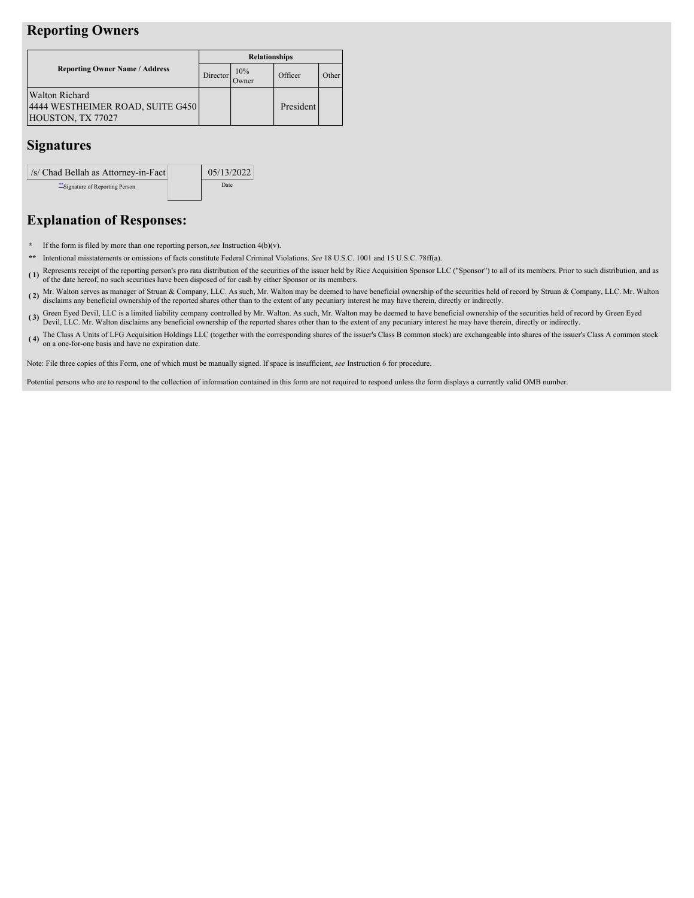## Reporting Owners

| Reporting Owner Name / Address | Relationships | | | |
|---|---|---|---|---|
| | Director | 10% Owner | Officer | Other |
| Walton Richard<br>4444 WESTHEIMER ROAD, SUITE G450<br>HOUSTON, TX 77027 | | | President | |

## Signatures

| | | |
|---|---|---|
| /s/ Chad Bellah as Attorney-in-Fact | | 05/13/2022 |
| **Signature of Reporting Person | | Date |

## Explanation of Responses:

- \* If the form is filed by more than one reporting person, *see* Instruction 4(b)(v).
- \*\* Intentional misstatements or omissions of facts constitute Federal Criminal Violations. *See* 18 U.S.C. 1001 and 15 U.S.C. 78ff(a).
- (1) Represents receipt of the reporting person's pro rata distribution of the securities of the issuer held by Rice Acquisition Sponsor LLC ("Sponsor") to all of its members. Prior to such distribution, and as of the date hereof, no such securities have been disposed of for cash by either Sponsor or its members.
- (2) Mr. Walton serves as manager of Struan & Company, LLC. As such, Mr. Walton may be deemed to have beneficial ownership of the securities held of record by Struan & Company, LLC. Mr. Walton disclaims any beneficial ownership of the reported shares other than to the extent of any pecuniary interest he may have therein, directly or indirectly.
- (3) Green Eyed Devil, LLC is a limited liability company controlled by Mr. Walton. As such, Mr. Walton may be deemed to have beneficial ownership of the securities held of record by Green Eyed Devil, LLC. Mr. Walton disclaims any beneficial ownership of the reported shares other than to the extent of any pecuniary interest he may have therein, directly or indirectly.
- (4) The Class A Units of LFG Acquisition Holdings LLC (together with the corresponding shares of the issuer's Class B common stock) are exchangeable into shares of the issuer's Class A common stock on a one-for-one basis and have no expiration date.

Note: File three copies of this Form, one of which must be manually signed. If space is insufficient, *see* Instruction 6 for procedure.

Potential persons who are to respond to the collection of information contained in this form are not required to respond unless the form displays a currently valid OMB number.